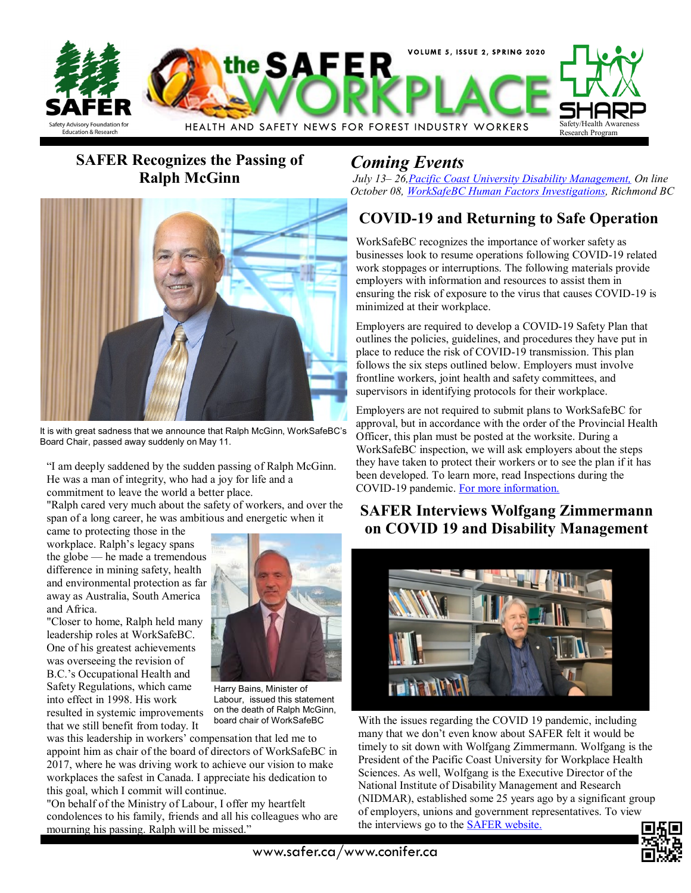# the SAFER WORKPLACE

VOLUME 5, ISSUE 2, SPRING 2020

HEALTH AND SAFETY NEWS FOR FOREST INDUSTRY WORKERS

SAFER — Safety Advisory Foundation for Education & Research

SHARP — Safety/Health Awareness Research Program

## SAFER Recognizes the Passing of Ralph McGinn

It is with great sadness that we announce that Ralph McGinn, WorkSafeBC's Board Chair, passed away suddenly on May 11.

"I am deeply saddened by the sudden passing of Ralph McGinn. He was a man of integrity, who had a joy for life and a commitment to leave the world a better place.

"Ralph cared very much about the safety of workers, and over the span of a long career, he was ambitious and energetic when it came to protecting those in the workplace. Ralph's legacy spans the globe — he made a tremendous difference in mining safety, health and environmental protection as far away as Australia, South America and Africa.

"Closer to home, Ralph held many leadership roles at WorkSafeBC. One of his greatest achievements was overseeing the revision of B.C.'s Occupational Health and Safety Regulations, which came into effect in 1998. His work resulted in systemic improvements that we still benefit from today. It was this leadership in workers' compensation that led me to appoint him as chair of the board of directors of WorkSafeBC in 2017, where he was driving work to achieve our vision to make workplaces the safest in Canada. I appreciate his dedication to this goal, which I commit will continue.

"On behalf of the Ministry of Labour, I offer my heartfelt condolences to his family, friends and all his colleagues who are mourning his passing. Ralph will be missed."

Harry Bains, Minister of Labour, issued this statement on the death of Ralph McGinn, board chair of WorkSafeBC

## *Coming Events*

*July 13– 26, [Pacific Coast University Disability Management](), On line*

*October 08, [WorkSafeBC Human Factors Investigations](), Richmond BC*

## COVID-19 and Returning to Safe Operation

WorkSafeBC recognizes the importance of worker safety as businesses look to resume operations following COVID-19 related work stoppages or interruptions. The following materials provide employers with information and resources to assist them in ensuring the risk of exposure to the virus that causes COVID-19 is minimized at their workplace.

Employers are required to develop a COVID-19 Safety Plan that outlines the policies, guidelines, and procedures they have put in place to reduce the risk of COVID-19 transmission. This plan follows the six steps outlined below. Employers must involve frontline workers, joint health and safety committees, and supervisors in identifying protocols for their workplace.

Employers are not required to submit plans to WorkSafeBC for approval, but in accordance with the order of the Provincial Health Officer, this plan must be posted at the worksite. During a WorkSafeBC inspection, we will ask employers about the steps they have taken to protect their workers or to see the plan if it has been developed. To learn more, read Inspections during the COVID-19 pandemic. [For more information.]()

## SAFER Interviews Wolfgang Zimmermann on COVID 19 and Disability Management

With the issues regarding the COVID 19 pandemic, including many that we don't even know about SAFER felt it would be timely to sit down with Wolfgang Zimmermann. Wolfgang is the President of the Pacific Coast University for Workplace Health Sciences. As well, Wolfgang is the Executive Director of the National Institute of Disability Management and Research (NIDMAR), established some 25 years ago by a significant group of employers, unions and government representatives. To view the interviews go to the [SAFER website.]()

www.safer.ca/www.conifer.ca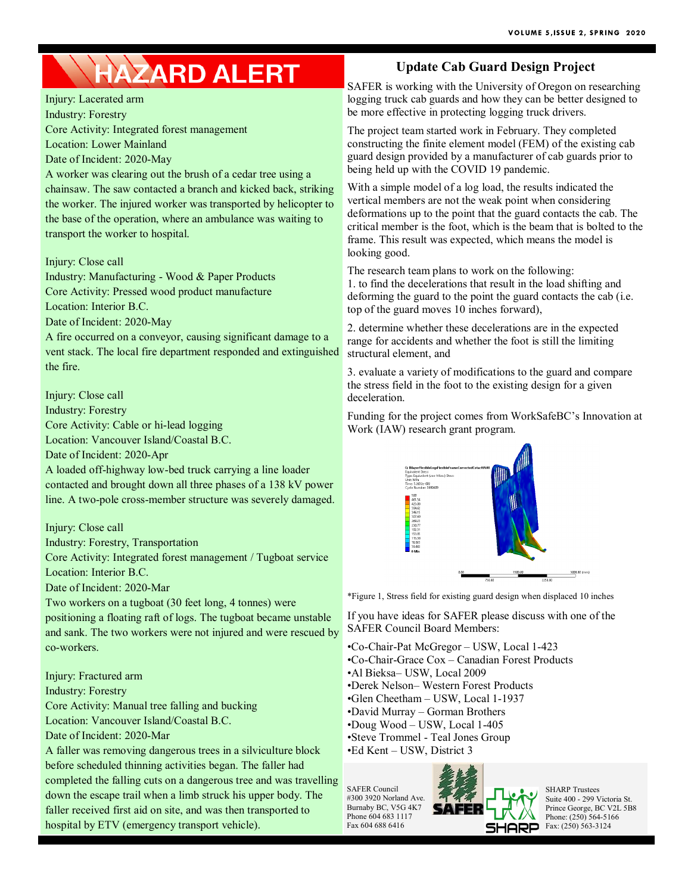# HAZARD ALERT

Injury: Lacerated arm
Industry: Forestry
Core Activity: Integrated forest management
Location: Lower Mainland
Date of Incident: 2020-May
A worker was clearing out the brush of a cedar tree using a chainsaw. The saw contacted a branch and kicked back, striking the worker. The injured worker was transported by helicopter to the base of the operation, where an ambulance was waiting to transport the worker to hospital.

Injury: Close call
Industry: Manufacturing - Wood & Paper Products
Core Activity: Pressed wood product manufacture
Location: Interior B.C.
Date of Incident: 2020-May
A fire occurred on a conveyor, causing significant damage to a vent stack. The local fire department responded and extinguished the fire.

Injury: Close call
Industry: Forestry
Core Activity: Cable or hi-lead logging
Location: Vancouver Island/Coastal B.C.
Date of Incident: 2020-Apr
A loaded off-highway low-bed truck carrying a line loader contacted and brought down all three phases of a 138 kV power line. A two-pole cross-member structure was severely damaged.

Injury: Close call
Industry: Forestry, Transportation
Core Activity: Integrated forest management / Tugboat service
Location: Interior B.C.
Date of Incident: 2020-Mar
Two workers on a tugboat (30 feet long, 4 tonnes) were positioning a floating raft of logs. The tugboat became unstable and sank. The two workers were not injured and were rescued by co-workers.

Injury: Fractured arm
Industry: Forestry
Core Activity: Manual tree falling and bucking
Location: Vancouver Island/Coastal B.C.
Date of Incident: 2020-Mar
A faller was removing dangerous trees in a silviculture block before scheduled thinning activities began. The faller had completed the falling cuts on a dangerous tree and was travelling down the escape trail when a limb struck his upper body. The faller received first aid on site, and was then transported to hospital by ETV (emergency transport vehicle).

## Update Cab Guard Design Project

SAFER is working with the University of Oregon on researching logging truck cab guards and how they can be better designed to be more effective in protecting logging truck drivers.

The project team started work in February. They completed constructing the finite element model (FEM) of the existing cab guard design provided by a manufacturer of cab guards prior to being held up with the COVID 19 pandemic.

With a simple model of a log load, the results indicated the vertical members are not the weak point when considering deformations up to the point that the guard contacts the cab. The critical member is the foot, which is the beam that is bolted to the frame. This result was expected, which means the model is looking good.

The research team plans to work on the following:
1. to find the decelerations that result in the load shifting and deforming the guard to the point the guard contacts the cab (i.e. top of the guard moves 10 inches forward),

2. determine whether these decelerations are in the expected range for accidents and whether the foot is still the limiting structural element, and

3. evaluate a variety of modifications to the guard and compare the stress field in the foot to the existing design for a given deceleration.

Funding for the project comes from WorkSafeBC's Innovation at Work (IAW) research grant program.

*Figure 1, Stress field for existing guard design when displaced 10 inches

If you have ideas for SAFER please discuss with one of the SAFER Council Board Members:

- Co-Chair-Pat McGregor – USW, Local 1-423
- Co-Chair-Grace Cox – Canadian Forest Products
- Al Bieksa– USW, Local 2009
- Derek Nelson– Western Forest Products
- Glen Cheetham – USW, Local 1-1937
- David Murray – Gorman Brothers
- Doug Wood – USW, Local 1-405
- Steve Trommel - Teal Jones Group
- Ed Kent – USW, District 3

SAFER Council
#300 3920 Norland Ave.
Burnaby BC, V5G 4K7
Phone 604 683 1117
Fax 604 688 6416

SHARP Trustees
Suite 400 - 299 Victoria St.
Prince George, BC V2L 5B8
Phone: (250) 564-5166
Fax: (250) 563-3124